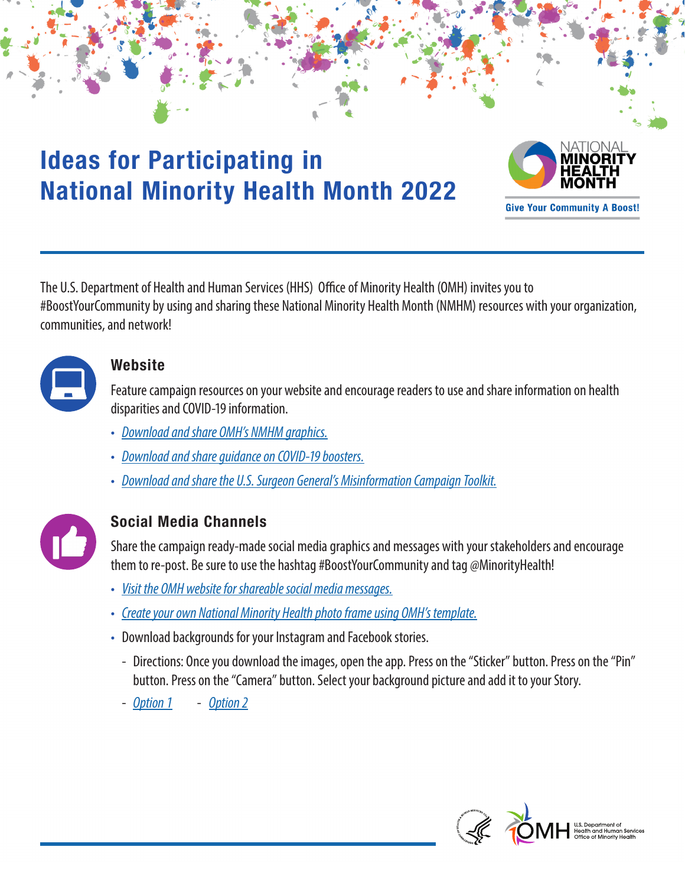# Ideas for Participating in National Minority Health Month 2022

NATIONAL MINORITY HEALTH MONTH

Give Your Community A Boost!

The U.S. Department of Health and Human Services (HHS) Office of Minority Health (OMH) invites you to #BoostYourCommunity by using and sharing these National Minority Health Month (NMHM) resources with your organization, communities, and network!

## Website

Feature campaign resources on your website and encourage readers to use and share information on health disparities and COVID-19 information.

- *Download and share OMH's NMHM graphics.*
- *Download and share guidance on COVID-19 boosters.*
- *Download and share the U.S. Surgeon General's Misinformation Campaign Toolkit.*

## Social Media Channels

Share the campaign ready-made social media graphics and messages with your stakeholders and encourage them to re-post. Be sure to use the hashtag #BoostYourCommunity and tag @MinorityHealth!

- *Visit the OMH website for shareable social media messages.*
- *Create your own National Minority Health photo frame using OMH's template.*
- Download backgrounds for your Instagram and Facebook stories.
  - Directions: Once you download the images, open the app. Press on the "Sticker" button. Press on the "Pin" button. Press on the "Camera" button. Select your background picture and add it to your Story.
  - *Option 1*
  - *Option 2*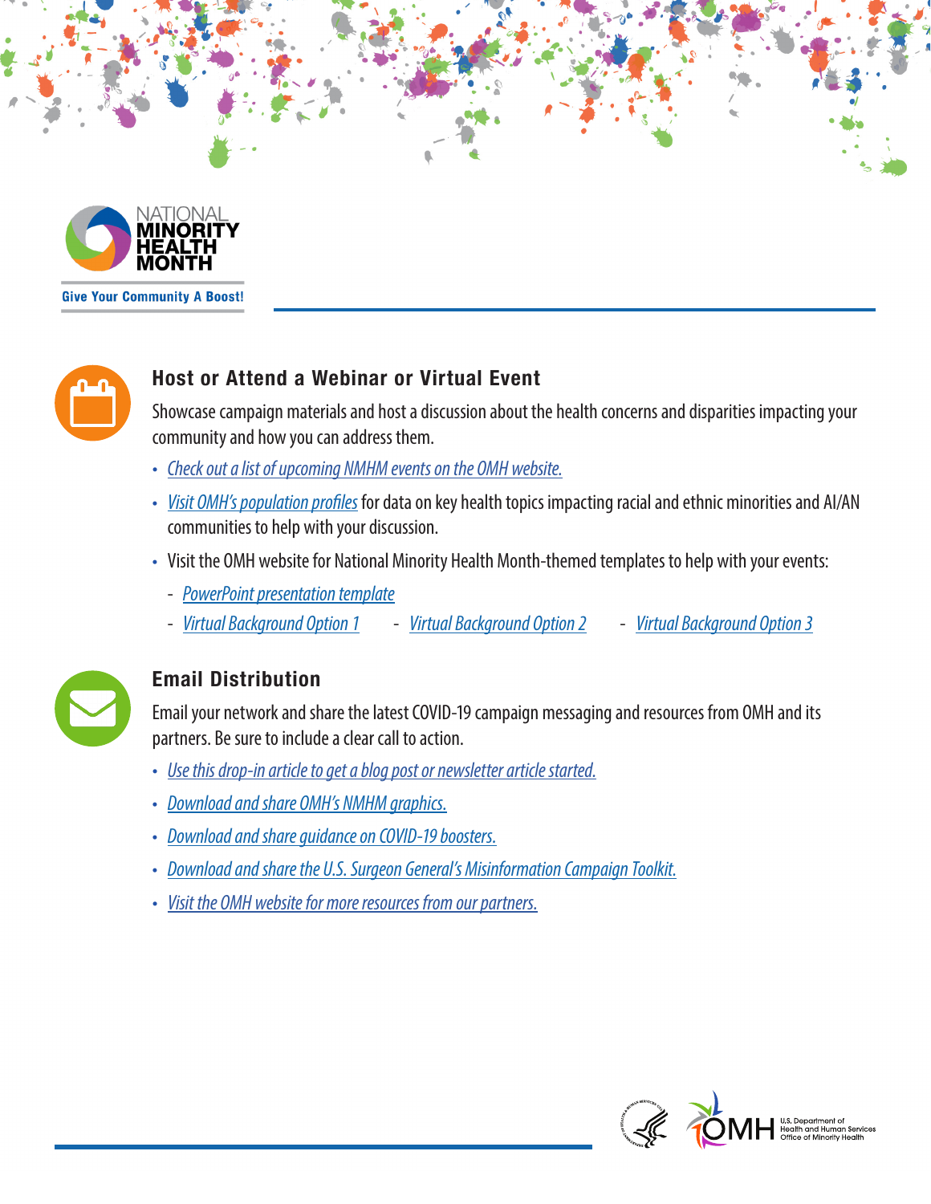NATIONAL MINORITY HEALTH MONTH

Give Your Community A Boost!

## Host or Attend a Webinar or Virtual Event

Showcase campaign materials and host a discussion about the health concerns and disparities impacting your community and how you can address them.

- *Check out a list of upcoming NMHM events on the OMH website.*
- *Visit OMH's population profiles* for data on key health topics impacting racial and ethnic minorities and AI/AN communities to help with your discussion.
- Visit the OMH website for National Minority Health Month-themed templates to help with your events:
  - *PowerPoint presentation template*
  - *Virtual Background Option 1*
  - *Virtual Background Option 2*
  - *Virtual Background Option 3*

## Email Distribution

Email your network and share the latest COVID-19 campaign messaging and resources from OMH and its partners. Be sure to include a clear call to action.

- *Use this drop-in article to get a blog post or newsletter article started.*
- *Download and share OMH's NMHM graphics.*
- *Download and share guidance on COVID-19 boosters.*
- *Download and share the U.S. Surgeon General's Misinformation Campaign Toolkit.*
- *Visit the OMH website for more resources from our partners.*

OMH U.S. Department of Health and Human Services Office of Minority Health